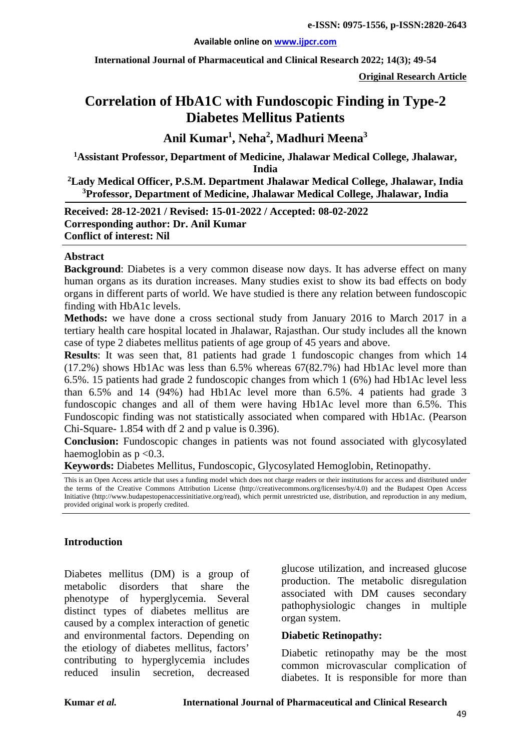**Original Research Article**

# Correlation of HbA1C with Fundoscopic Finding in Type-2 Diabetes Mellitus Patients

**Anil Kumar[1], Neha[2], Madhuri Meena[3]**

[1]Assistant Professor, Department of Medicine, Jhalawar Medical College, Jhalawar, India

[2]Lady Medical Officer, P.S.M. Department Jhalawar Medical College, Jhalawar, India

[3]Professor, Department of Medicine, Jhalawar Medical College, Jhalawar, India

**Received: 28-12-2021 / Revised: 15-01-2022 / Accepted: 08-02-2022**
**Corresponding author: Dr. Anil Kumar**
**Conflict of interest: Nil**

## Abstract

**Background**: Diabetes is a very common disease now days. It has adverse effect on many human organs as its duration increases. Many studies exist to show its bad effects on body organs in different parts of world. We have studied is there any relation between fundoscopic finding with HbA1c levels.

**Methods:** we have done a cross sectional study from January 2016 to March 2017 in a tertiary health care hospital located in Jhalawar, Rajasthan. Our study includes all the known case of type 2 diabetes mellitus patients of age group of 45 years and above.

**Results**: It was seen that, 81 patients had grade 1 fundoscopic changes from which 14 (17.2%) shows Hb1Ac was less than 6.5% whereas 67(82.7%) had Hb1Ac level more than 6.5%. 15 patients had grade 2 fundoscopic changes from which 1 (6%) had Hb1Ac level less than 6.5% and 14 (94%) had Hb1Ac level more than 6.5%. 4 patients had grade 3 fundoscopic changes and all of them were having Hb1Ac level more than 6.5%. This Fundoscopic finding was not statistically associated when compared with Hb1Ac. (Pearson Chi-Square- 1.854 with df 2 and p value is 0.396).

**Conclusion:** Fundoscopic changes in patients was not found associated with glycosylated haemoglobin as $p < 0.3$.

**Keywords:** Diabetes Mellitus, Fundoscopic, Glycosylated Hemoglobin, Retinopathy.

This is an Open Access article that uses a funding model which does not charge readers or their institutions for access and distributed under the terms of the Creative Commons Attribution License (http://creativecommons.org/licenses/by/4.0) and the Budapest Open Access Initiative (http://www.budapestopenaccessinitiative.org/read), which permit unrestricted use, distribution, and reproduction in any medium, provided original work is properly credited.

## Introduction

Diabetes mellitus (DM) is a group of metabolic disorders that share the phenotype of hyperglycemia. Several distinct types of diabetes mellitus are caused by a complex interaction of genetic and environmental factors. Depending on the etiology of diabetes mellitus, factors' contributing to hyperglycemia includes reduced insulin secretion, decreased glucose utilization, and increased glucose production. The metabolic disregulation associated with DM causes secondary pathophysiologic changes in multiple organ system.

### Diabetic Retinopathy:

Diabetic retinopathy may be the most common microvascular complication of diabetes. It is responsible for more than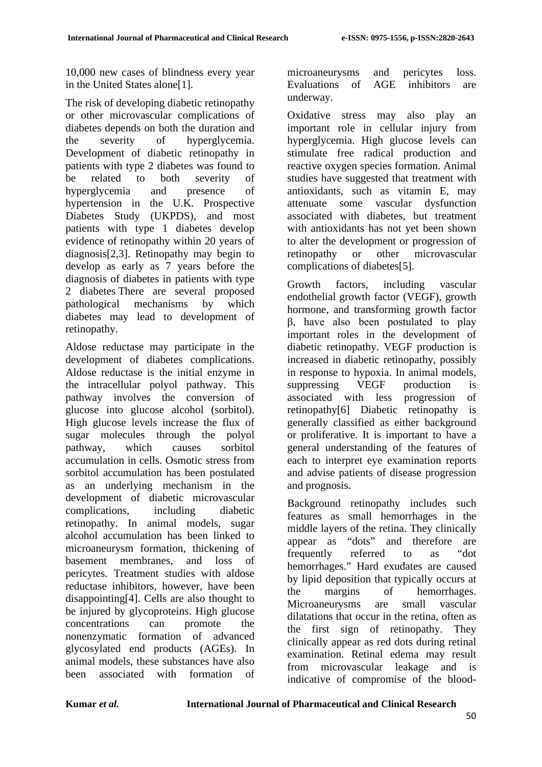10,000 new cases of blindness every year in the United States alone[1].

The risk of developing diabetic retinopathy or other microvascular complications of diabetes depends on both the duration and the severity of hyperglycemia. Development of diabetic retinopathy in patients with type 2 diabetes was found to be related to both severity of hyperglycemia and presence of hypertension in the U.K. Prospective Diabetes Study (UKPDS), and most patients with type 1 diabetes develop evidence of retinopathy within 20 years of diagnosis[2,3]. Retinopathy may begin to develop as early as 7 years before the diagnosis of diabetes in patients with type 2 diabetes There are several proposed pathological mechanisms by which diabetes may lead to development of retinopathy.

Aldose reductase may participate in the development of diabetes complications. Aldose reductase is the initial enzyme in the intracellular polyol pathway. This pathway involves the conversion of glucose into glucose alcohol (sorbitol). High glucose levels increase the flux of sugar molecules through the polyol pathway, which causes sorbitol accumulation in cells. Osmotic stress from sorbitol accumulation has been postulated as an underlying mechanism in the development of diabetic microvascular complications, including diabetic retinopathy. In animal models, sugar alcohol accumulation has been linked to microaneurysm formation, thickening of basement membranes, and loss of pericytes. Treatment studies with aldose reductase inhibitors, however, have been disappointing[4]. Cells are also thought to be injured by glycoproteins. High glucose concentrations can promote the nonenzymatic formation of advanced glycosylated end products (AGEs). In animal models, these substances have also been associated with formation of microaneurysms and pericytes loss. Evaluations of AGE inhibitors are underway.

Oxidative stress may also play an important role in cellular injury from hyperglycemia. High glucose levels can stimulate free radical production and reactive oxygen species formation. Animal studies have suggested that treatment with antioxidants, such as vitamin E, may attenuate some vascular dysfunction associated with diabetes, but treatment with antioxidants has not yet been shown to alter the development or progression of retinopathy or other microvascular complications of diabetes[5].

Growth factors, including vascular endothelial growth factor (VEGF), growth hormone, and transforming growth factor β, have also been postulated to play important roles in the development of diabetic retinopathy. VEGF production is increased in diabetic retinopathy, possibly in response to hypoxia. In animal models, suppressing VEGF production is associated with less progression of retinopathy[6] Diabetic retinopathy is generally classified as either background or proliferative. It is important to have a general understanding of the features of each to interpret eye examination reports and advise patients of disease progression and prognosis.

Background retinopathy includes such features as small hemorrhages in the middle layers of the retina. They clinically appear as "dots" and therefore are frequently referred to as "dot hemorrhages." Hard exudates are caused by lipid deposition that typically occurs at the margins of hemorrhages. Microaneurysms are small vascular dilatations that occur in the retina, often as the first sign of retinopathy. They clinically appear as red dots during retinal examination. Retinal edema may result from microvascular leakage and is indicative of compromise of the blood-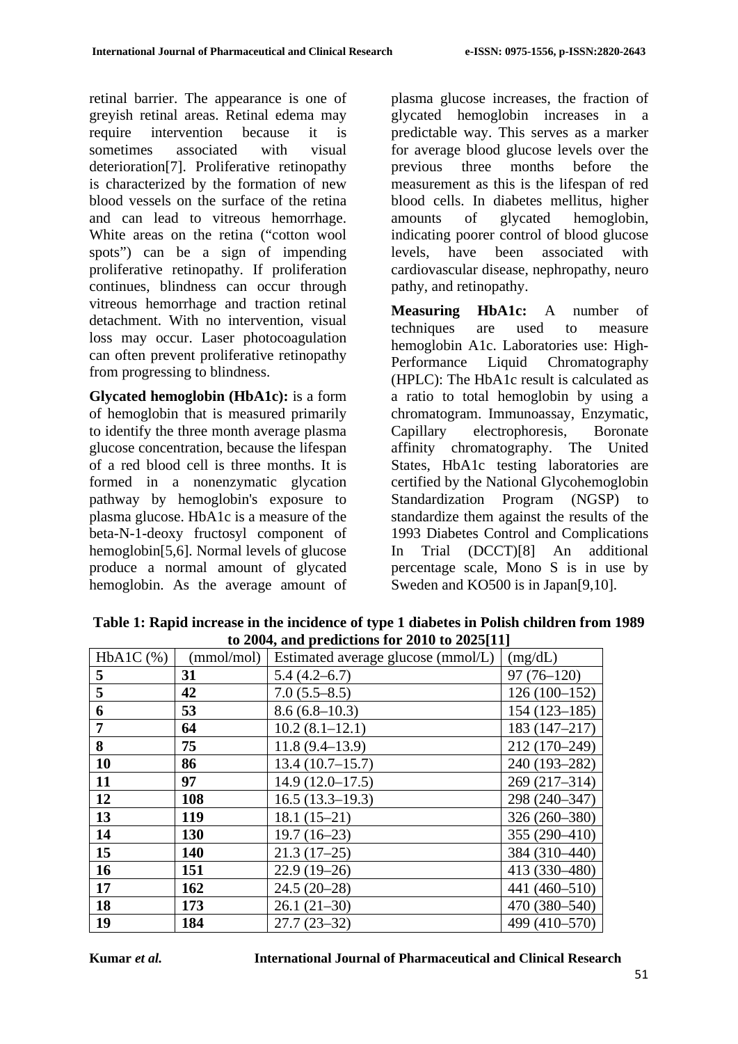retinal barrier. The appearance is one of greyish retinal areas. Retinal edema may require intervention because it is sometimes associated with visual deterioration[7]. Proliferative retinopathy is characterized by the formation of new blood vessels on the surface of the retina and can lead to vitreous hemorrhage. White areas on the retina ("cotton wool spots") can be a sign of impending proliferative retinopathy. If proliferation continues, blindness can occur through vitreous hemorrhage and traction retinal detachment. With no intervention, visual loss may occur. Laser photocoagulation can often prevent proliferative retinopathy from progressing to blindness.

**Glycated hemoglobin (HbA1c):** is a form of hemoglobin that is measured primarily to identify the three month average plasma glucose concentration, because the lifespan of a red blood cell is three months. It is formed in a nonenzymatic glycation pathway by hemoglobin's exposure to plasma glucose. HbA1c is a measure of the beta-N-1-deoxy fructosyl component of hemoglobin[5,6]. Normal levels of glucose produce a normal amount of glycated hemoglobin. As the average amount of plasma glucose increases, the fraction of glycated hemoglobin increases in a predictable way. This serves as a marker for average blood glucose levels over the previous three months before the measurement as this is the lifespan of red blood cells. In diabetes mellitus, higher amounts of glycated hemoglobin, indicating poorer control of blood glucose levels, have been associated with cardiovascular disease, nephropathy, neuro pathy, and retinopathy.

**Measuring HbA1c:** A number of techniques are used to measure hemoglobin A1c. Laboratories use: High-Performance Liquid Chromatography (HPLC): The HbA1c result is calculated as a ratio to total hemoglobin by using a chromatogram. Immunoassay, Enzymatic, Capillary electrophoresis, Boronate affinity chromatography. The United States, HbA1c testing laboratories are certified by the National Glycohemoglobin Standardization Program (NGSP) to standardize them against the results of the 1993 Diabetes Control and Complications In Trial (DCCT)[8] An additional percentage scale, Mono S is in use by Sweden and KO500 is in Japan[9,10].

**Table 1: Rapid increase in the incidence of type 1 diabetes in Polish children from 1989 to 2004, and predictions for 2010 to 2025[11]**

| HbA1C (%) | (mmol/mol) | Estimated average glucose (mmol/L) | (mg/dL) |
|---|---|---|---|
| **5** | **31** | 5.4 (4.2–6.7) | 97 (76–120) |
| **5** | **42** | 7.0 (5.5–8.5) | 126 (100–152) |
| **6** | **53** | 8.6 (6.8–10.3) | 154 (123–185) |
| **7** | **64** | 10.2 (8.1–12.1) | 183 (147–217) |
| **8** | **75** | 11.8 (9.4–13.9) | 212 (170–249) |
| **10** | **86** | 13.4 (10.7–15.7) | 240 (193–282) |
| **11** | **97** | 14.9 (12.0–17.5) | 269 (217–314) |
| **12** | **108** | 16.5 (13.3–19.3) | 298 (240–347) |
| **13** | **119** | 18.1 (15–21) | 326 (260–380) |
| **14** | **130** | 19.7 (16–23) | 355 (290–410) |
| **15** | **140** | 21.3 (17–25) | 384 (310–440) |
| **16** | **151** | 22.9 (19–26) | 413 (330–480) |
| **17** | **162** | 24.5 (20–28) | 441 (460–510) |
| **18** | **173** | 26.1 (21–30) | 470 (380–540) |
| **19** | **184** | 27.7 (23–32) | 499 (410–570) |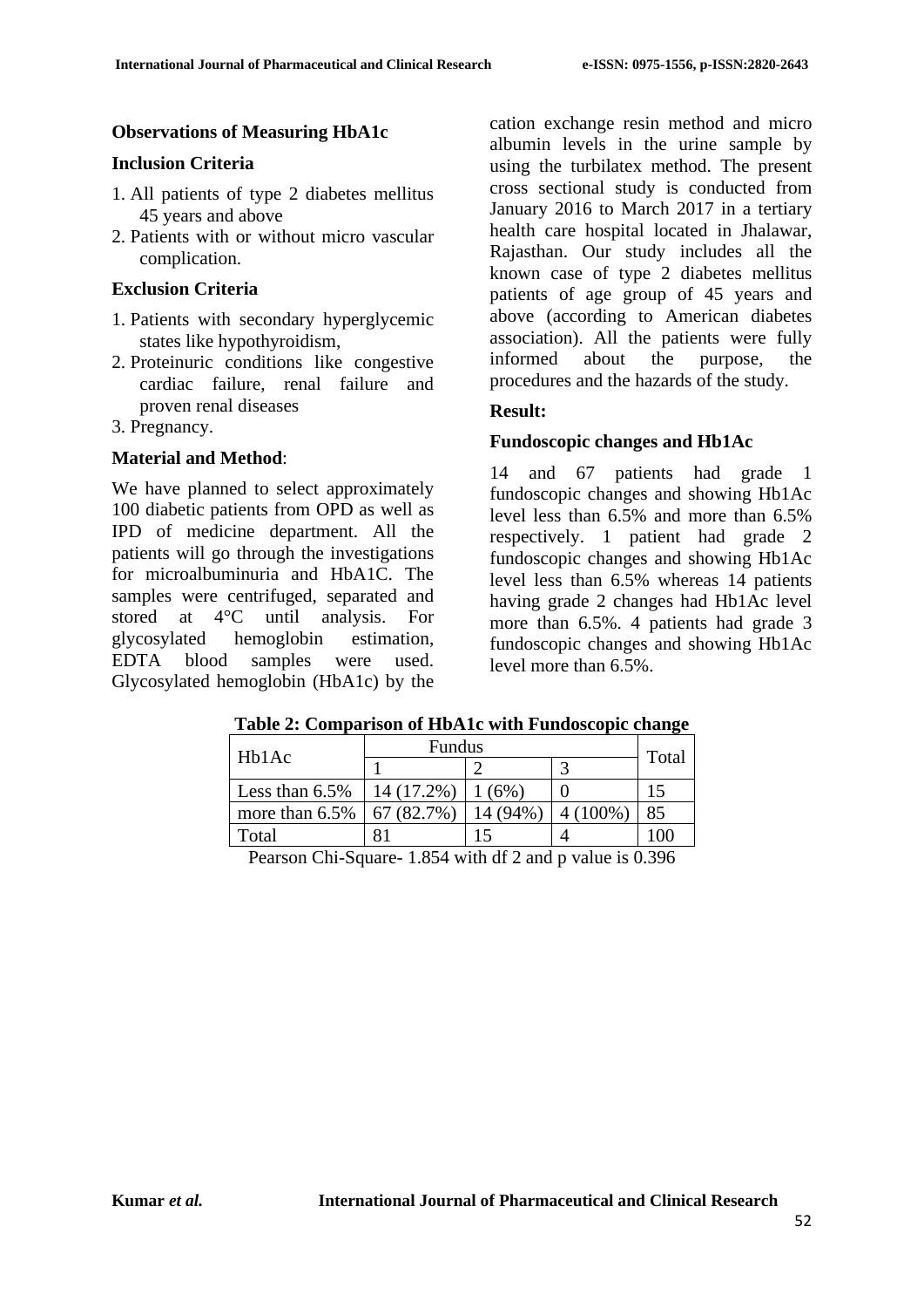**Observations of Measuring HbA1c**

**Inclusion Criteria**

1. All patients of type 2 diabetes mellitus 45 years and above
2. Patients with or without micro vascular complication.

**Exclusion Criteria**

1. Patients with secondary hyperglycemic states like hypothyroidism,
2. Proteinuric conditions like congestive cardiac failure, renal failure and proven renal diseases
3. Pregnancy.

**Material and Method**:

We have planned to select approximately 100 diabetic patients from OPD as well as IPD of medicine department. All the patients will go through the investigations for microalbuminuria and HbA1C. The samples were centrifuged, separated and stored at 4°C until analysis. For glycosylated hemoglobin estimation, EDTA blood samples were used. Glycosylated hemoglobin (HbA1c) by the cation exchange resin method and micro albumin levels in the urine sample by using the turbilatex method. The present cross sectional study is conducted from January 2016 to March 2017 in a tertiary health care hospital located in Jhalawar, Rajasthan. Our study includes all the known case of type 2 diabetes mellitus patients of age group of 45 years and above (according to American diabetes association). All the patients were fully informed about the purpose, the procedures and the hazards of the study.

**Result:**

**Fundoscopic changes and Hb1Ac**

14 and 67 patients had grade 1 fundoscopic changes and showing Hb1Ac level less than 6.5% and more than 6.5% respectively. 1 patient had grade 2 fundoscopic changes and showing Hb1Ac level less than 6.5% whereas 14 patients having grade 2 changes had Hb1Ac level more than 6.5%. 4 patients had grade 3 fundoscopic changes and showing Hb1Ac level more than 6.5%.

**Table 2: Comparison of HbA1c with Fundoscopic change**

| Hb1Ac | Fundus | | | Total |
|---|---|---|---|---|
| | 1 | 2 | 3 | |
| Less than 6.5% | 14 (17.2%) | 1 (6%) | 0 | 15 |
| more than 6.5% | 67 (82.7%) | 14 (94%) | 4 (100%) | 85 |
| Total | 81 | 15 | 4 | 100 |

Pearson Chi-Square- 1.854 with df 2 and p value is 0.396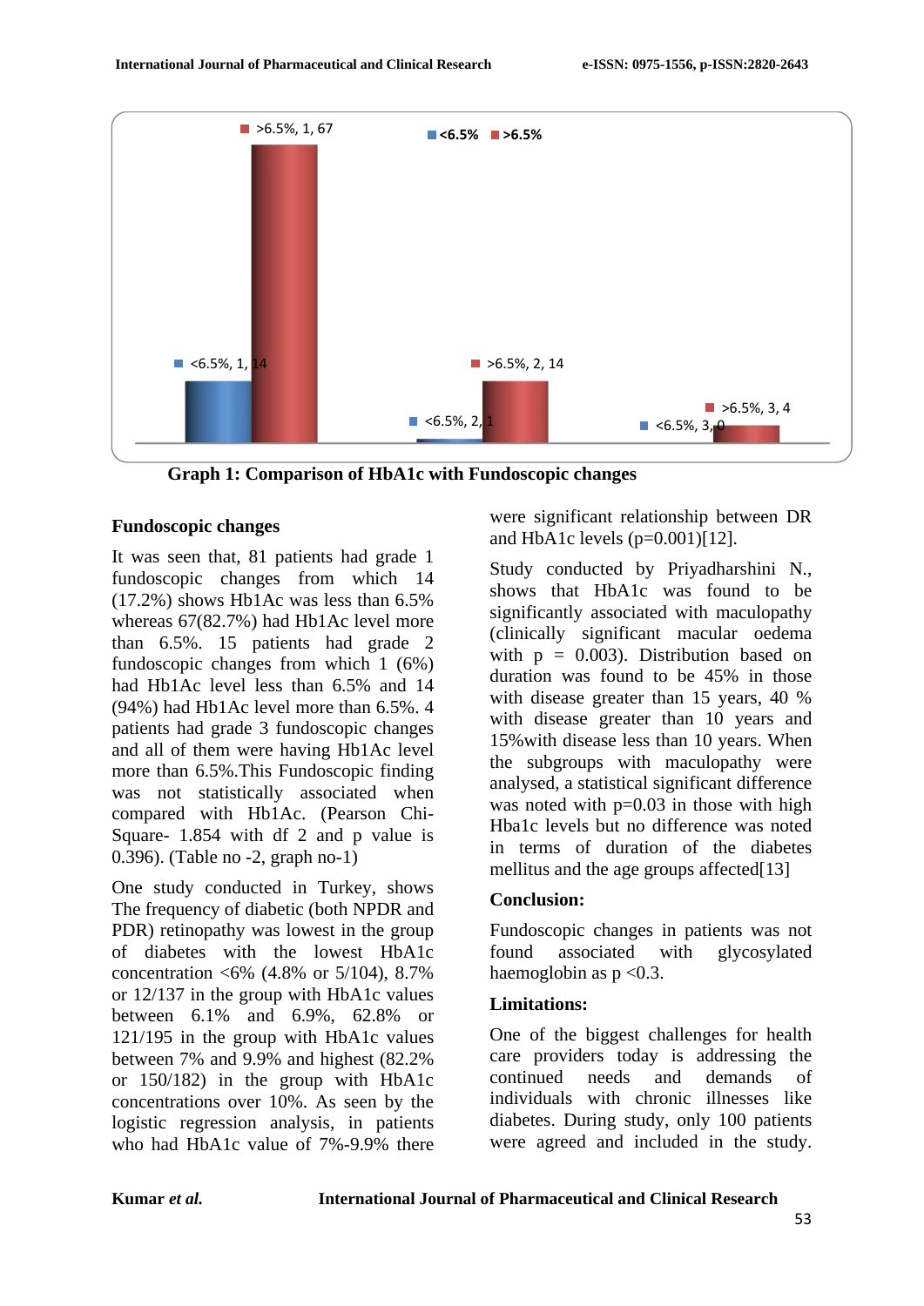Graph 1: Comparison of HbA1c with Fundoscopic changes

## Fundoscopic changes

It was seen that, 81 patients had grade 1 fundoscopic changes from which 14 (17.2%) shows Hb1Ac was less than 6.5% whereas 67(82.7%) had Hb1Ac level more than 6.5%. 15 patients had grade 2 fundoscopic changes from which 1 (6%) had Hb1Ac level less than 6.5% and 14 (94%) had Hb1Ac level more than 6.5%. 4 patients had grade 3 fundoscopic changes and all of them were having Hb1Ac level more than 6.5%.This Fundoscopic finding was not statistically associated when compared with Hb1Ac. (Pearson Chi-Square- 1.854 with df 2 and p value is 0.396). (Table no -2, graph no-1)

One study conducted in Turkey, shows The frequency of diabetic (both NPDR and PDR) retinopathy was lowest in the group of diabetes with the lowest HbA1c concentration <6% (4.8% or 5/104), 8.7% or 12/137 in the group with HbA1c values between 6.1% and 6.9%, 62.8% or 121/195 in the group with HbA1c values between 7% and 9.9% and highest (82.2% or 150/182) in the group with HbA1c concentrations over 10%. As seen by the logistic regression analysis, in patients who had HbA1c value of 7%-9.9% there were significant relationship between DR and HbA1c levels (p=0.001)[12].

Study conducted by Priyadharshini N., shows that HbA1c was found to be significantly associated with maculopathy (clinically significant macular oedema with p = 0.003). Distribution based on duration was found to be 45% in those with disease greater than 15 years, 40 % with disease greater than 10 years and 15%with disease less than 10 years. When the subgroups with maculopathy were analysed, a statistical significant difference was noted with p=0.03 in those with high Hba1c levels but no difference was noted in terms of duration of the diabetes mellitus and the age groups affected[13]

## Conclusion:

Fundoscopic changes in patients was not found associated with glycosylated haemoglobin as p <0.3.

## Limitations:

One of the biggest challenges for health care providers today is addressing the continued needs and demands of individuals with chronic illnesses like diabetes. During study, only 100 patients were agreed and included in the study.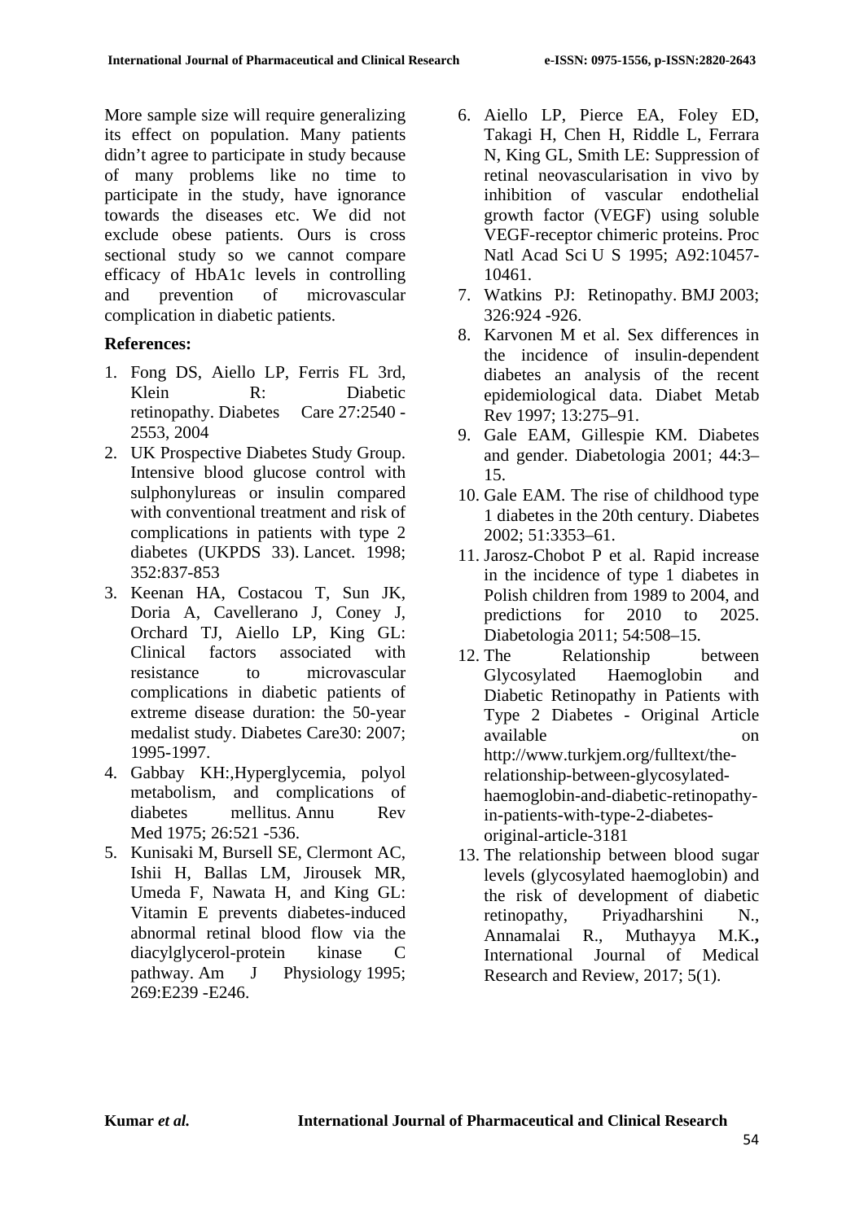More sample size will require generalizing its effect on population. Many patients didn't agree to participate in study because of many problems like no time to participate in the study, have ignorance towards the diseases etc. We did not exclude obese patients. Ours is cross sectional study so we cannot compare efficacy of HbA1c levels in controlling and prevention of microvascular complication in diabetic patients.

**References:**

1. Fong DS, Aiello LP, Ferris FL 3rd, Klein R: Diabetic retinopathy. Diabetes Care 27:2540 -2553, 2004
2. UK Prospective Diabetes Study Group. Intensive blood glucose control with sulphonylureas or insulin compared with conventional treatment and risk of complications in patients with type 2 diabetes (UKPDS 33). Lancet. 1998; 352:837-853
3. Keenan HA, Costacou T, Sun JK, Doria A, Cavellerano J, Coney J, Orchard TJ, Aiello LP, King GL: Clinical factors associated with resistance to microvascular complications in diabetic patients of extreme disease duration: the 50-year medalist study. Diabetes Care30: 2007; 1995-1997.
4. Gabbay KH:,Hyperglycemia, polyol metabolism, and complications of diabetes mellitus. Annu Rev Med 1975; 26:521 -536.
5. Kunisaki M, Bursell SE, Clermont AC, Ishii H, Ballas LM, Jirousek MR, Umeda F, Nawata H, and King GL: Vitamin E prevents diabetes-induced abnormal retinal blood flow via the diacylglycerol-protein kinase C pathway. Am J Physiology 1995; 269:E239 -E246.
6. Aiello LP, Pierce EA, Foley ED, Takagi H, Chen H, Riddle L, Ferrara N, King GL, Smith LE: Suppression of retinal neovascularisation in vivo by inhibition of vascular endothelial growth factor (VEGF) using soluble VEGF-receptor chimeric proteins. Proc Natl Acad Sci U S 1995; A92:10457-10461.
7. Watkins PJ: Retinopathy. BMJ 2003; 326:924 -926.
8. Karvonen M et al. Sex differences in the incidence of insulin-dependent diabetes an analysis of the recent epidemiological data. Diabet Metab Rev 1997; 13:275–91.
9. Gale EAM, Gillespie KM. Diabetes and gender. Diabetologia 2001; 44:3–15.
10. Gale EAM. The rise of childhood type 1 diabetes in the 20th century. Diabetes 2002; 51:3353–61.
11. Jarosz-Chobot P et al. Rapid increase in the incidence of type 1 diabetes in Polish children from 1989 to 2004, and predictions for 2010 to 2025. Diabetologia 2011; 54:508–15.
12. The Relationship between Glycosylated Haemoglobin and Diabetic Retinopathy in Patients with Type 2 Diabetes - Original Article available on http://www.turkjem.org/fulltext/the-relationship-between-glycosylated-haemoglobin-and-diabetic-retinopathy-in-patients-with-type-2-diabetes-original-article-3181
13. The relationship between blood sugar levels (glycosylated haemoglobin) and the risk of development of diabetic retinopathy, Priyadharshini N., Annamalai R., Muthayya M.K., International Journal of Medical Research and Review, 2017; 5(1).